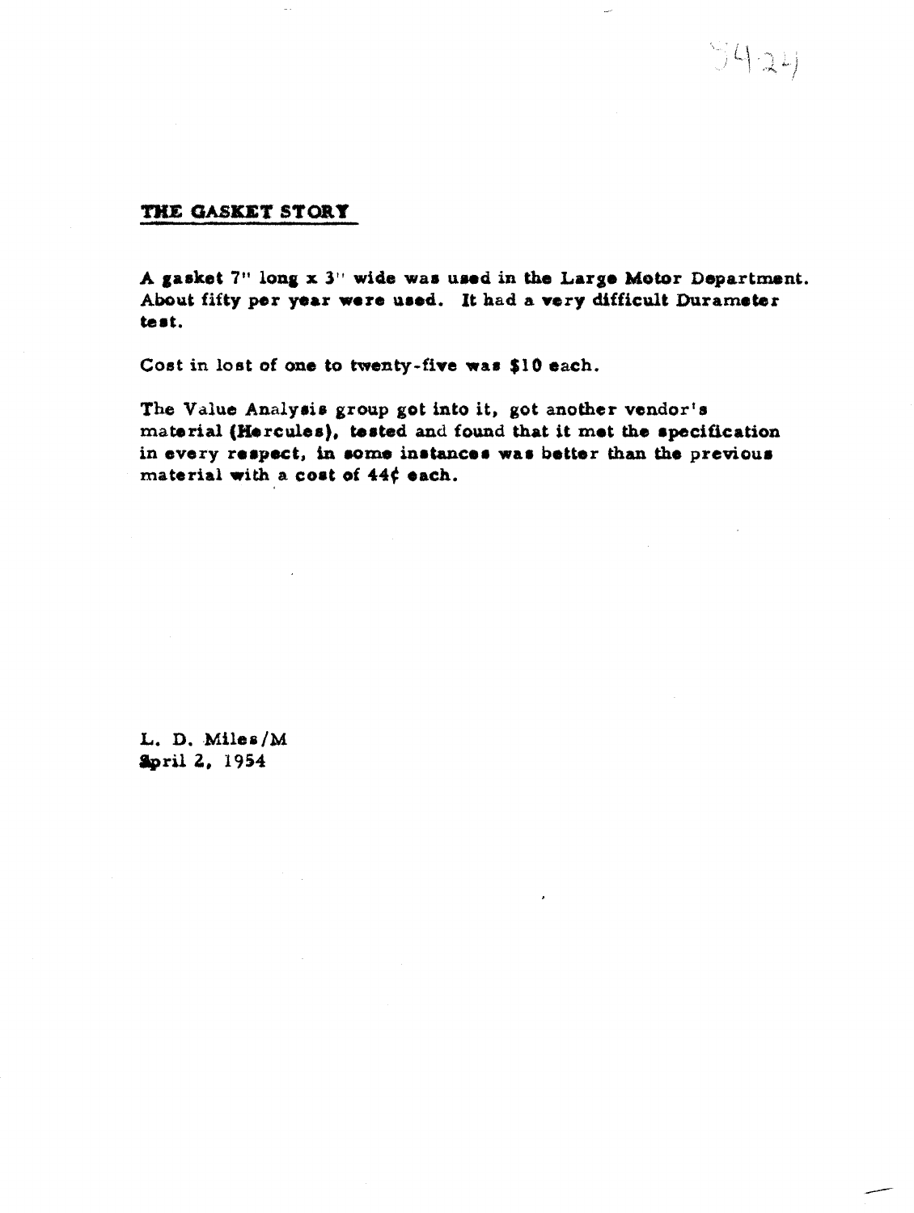## THE GASKET STORY

A gasket 7" long x 3" wide was used in the Large Motor Department. About fifty per year were used. It had a very difficult Durameter test.

Cost in lost of one to twenty-five was $10 each.

The Value Analysis group got into it, got another vendor's material (Hercules), tested and found that it met the specification in every respect, in some instances was better than the previous material with a cost of 44¢ each.

L. D. Miles/M
April 2, 1954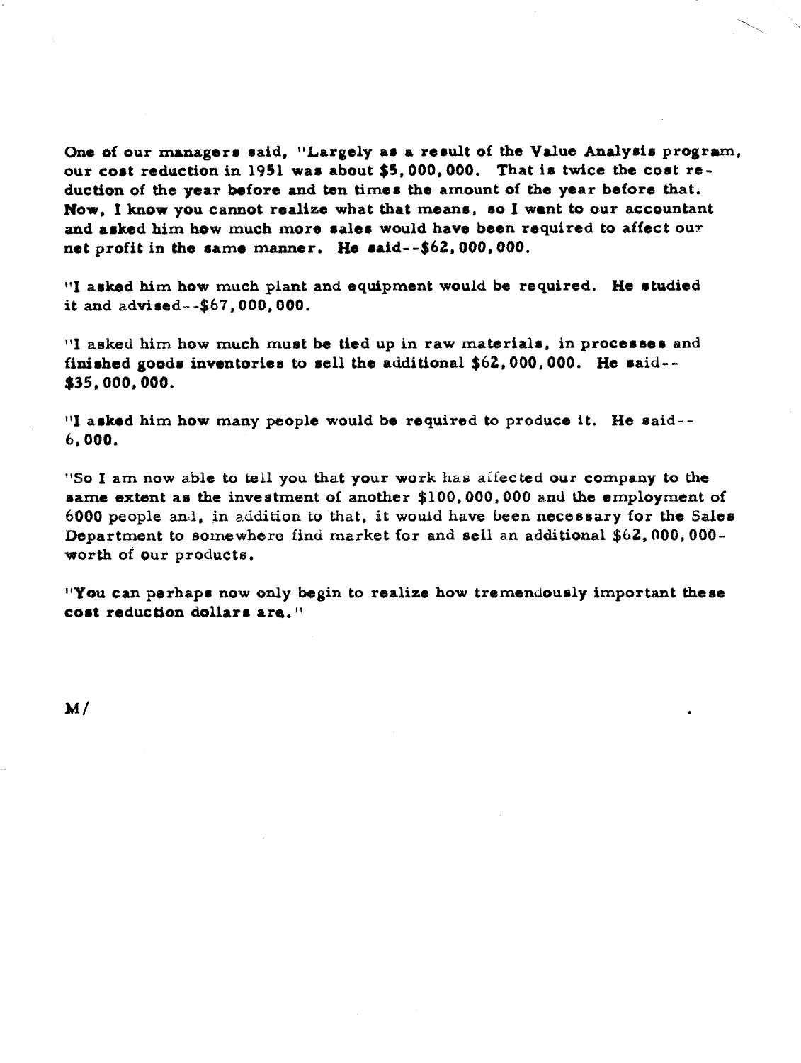One of our managers said, "Largely as a result of the Value Analysis program, our cost reduction in 1951 was about $5,000,000. That is twice the cost reduction of the year before and ten times the amount of the year before that. Now, I know you cannot realize what that means, so I went to our accountant and asked him how much more sales would have been required to affect our net profit in the same manner. He said--$62,000,000.

"I asked him how much plant and equipment would be required. He studied it and advised--$67,000,000.

"I asked him how much must be tied up in raw materials, in processes and finished goods inventories to sell the additional $62,000,000. He said--$35,000,000.

"I asked him how many people would be required to produce it. He said--6,000.

"So I am now able to tell you that your work has affected our company to the same extent as the investment of another $100,000,000 and the employment of 6000 people and, in addition to that, it would have been necessary for the Sales Department to somewhere find market for and sell an additional $62,000,000-worth of our products.

"You can perhaps now only begin to realize how tremendously important these cost reduction dollars are."

M/